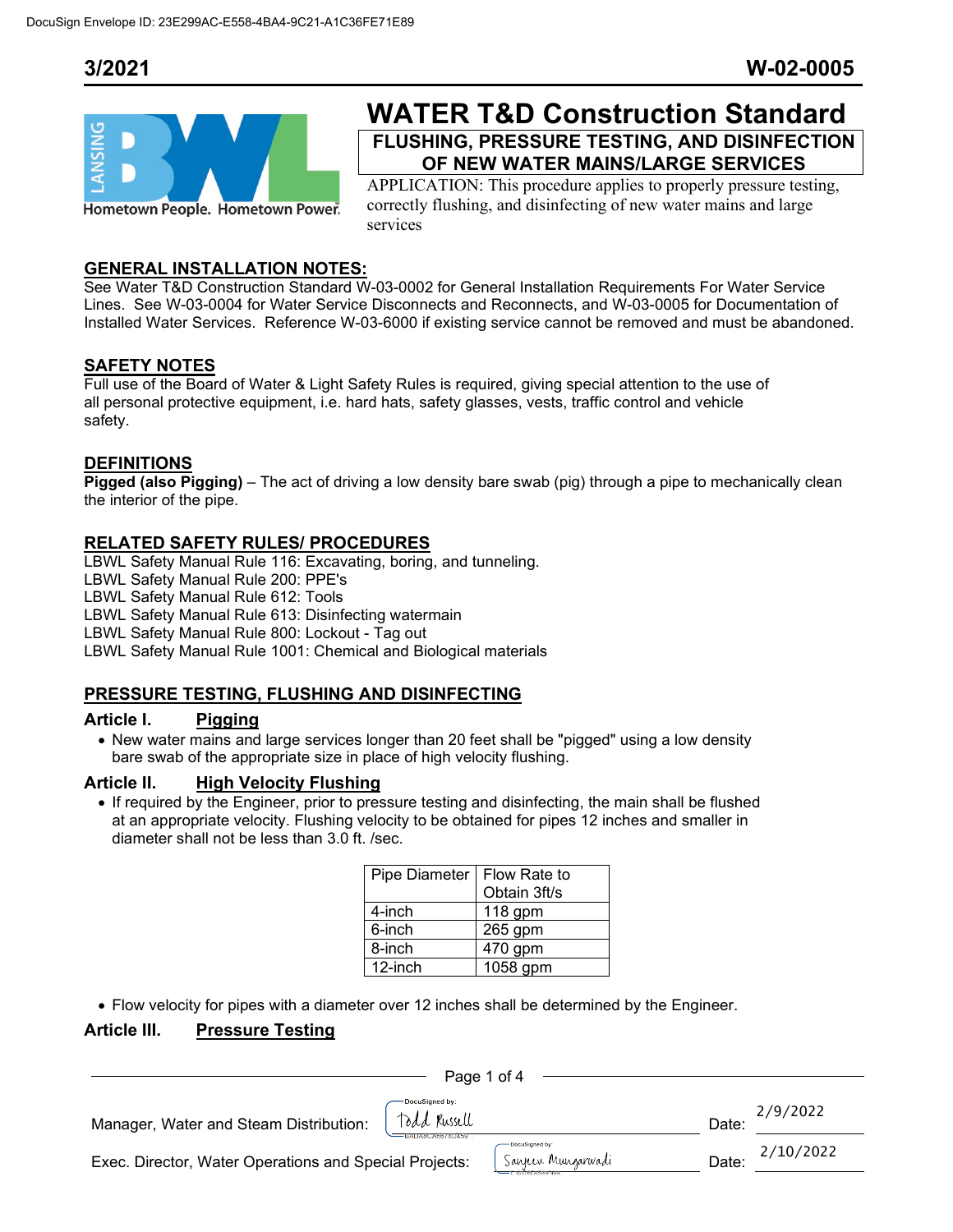DocuSign Envelope ID: 23E299AC-E558-4BA4-9C21-A1C36FE71E89

**3/2021** **W-02-0005**

# WATER T&D Construction Standard

## FLUSHING, PRESSURE TESTING, AND DISINFECTION OF NEW WATER MAINS/LARGE SERVICES

APPLICATION: This procedure applies to properly pressure testing, correctly flushing, and disinfecting of new water mains and large services

### GENERAL INSTALLATION NOTES:

See Water T&D Construction Standard W-03-0002 for General Installation Requirements For Water Service Lines. See W-03-0004 for Water Service Disconnects and Reconnects, and W-03-0005 for Documentation of Installed Water Services. Reference W-03-6000 if existing service cannot be removed and must be abandoned.

### SAFETY NOTES

Full use of the Board of Water & Light Safety Rules is required, giving special attention to the use of all personal protective equipment, i.e. hard hats, safety glasses, vests, traffic control and vehicle safety.

### DEFINITIONS

**Pigged (also Pigging)** – The act of driving a low density bare swab (pig) through a pipe to mechanically clean the interior of the pipe.

### RELATED SAFETY RULES/ PROCEDURES

LBWL Safety Manual Rule 116: Excavating, boring, and tunneling.
LBWL Safety Manual Rule 200: PPE's
LBWL Safety Manual Rule 612: Tools
LBWL Safety Manual Rule 613: Disinfecting watermain
LBWL Safety Manual Rule 800: Lockout - Tag out
LBWL Safety Manual Rule 1001: Chemical and Biological materials

### PRESSURE TESTING, FLUSHING AND DISINFECTING

**Article I. Pigging**

- New water mains and large services longer than 20 feet shall be "pigged" using a low density bare swab of the appropriate size in place of high velocity flushing.

**Article II. High Velocity Flushing**

- If required by the Engineer, prior to pressure testing and disinfecting, the main shall be flushed at an appropriate velocity. Flushing velocity to be obtained for pipes 12 inches and smaller in diameter shall not be less than 3.0 ft. /sec.

| Pipe Diameter | Flow Rate to Obtain 3ft/s |
|---|---|
| 4-inch | 118 gpm |
| 6-inch | 265 gpm |
| 8-inch | 470 gpm |
| 12-inch | 1058 gpm |

- Flow velocity for pipes with a diameter over 12 inches shall be determined by the Engineer.

**Article III. Pressure Testing**

Manager, Water and Steam Distribution: Todd Russell Date: 2/9/2022

Exec. Director, Water Operations and Special Projects: Sanjeev Mungarwadi Date: 2/10/2022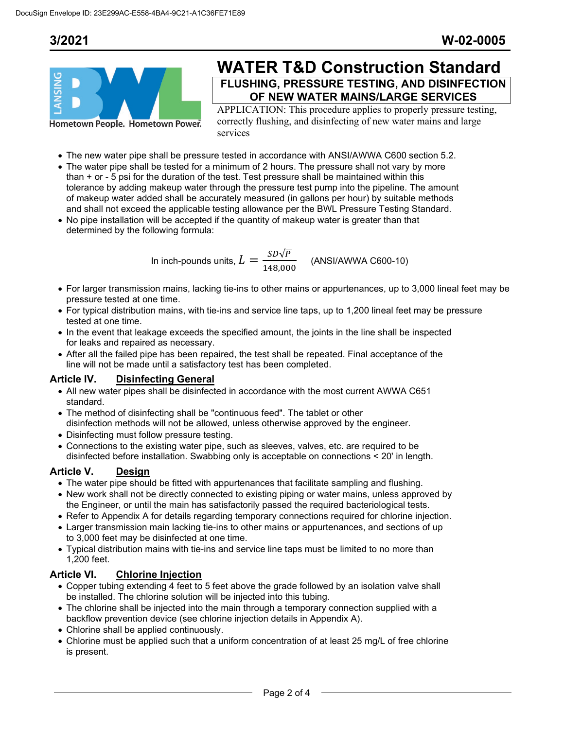# WATER T&D Construction Standard

## FLUSHING, PRESSURE TESTING, AND DISINFECTION OF NEW WATER MAINS/LARGE SERVICES

APPLICATION: This procedure applies to properly pressure testing, correctly flushing, and disinfecting of new water mains and large services

- The new water pipe shall be pressure tested in accordance with ANSI/AWWA C600 section 5.2.
- The water pipe shall be tested for a minimum of 2 hours. The pressure shall not vary by more than + or - 5 psi for the duration of the test. Test pressure shall be maintained within this tolerance by adding makeup water through the pressure test pump into the pipeline. The amount of makeup water added shall be accurately measured (in gallons per hour) by suitable methods and shall not exceed the applicable testing allowance per the BWL Pressure Testing Standard.
- No pipe installation will be accepted if the quantity of makeup water is greater than that determined by the following formula:

In inch-pounds units, $L = \frac{SD\sqrt{P}}{148{,}000}$ (ANSI/AWWA C600-10)

- For larger transmission mains, lacking tie-ins to other mains or appurtenances, up to 3,000 lineal feet may be pressure tested at one time.
- For typical distribution mains, with tie-ins and service line taps, up to 1,200 lineal feet may be pressure tested at one time.
- In the event that leakage exceeds the specified amount, the joints in the line shall be inspected for leaks and repaired as necessary.
- After all the failed pipe has been repaired, the test shall be repeated. Final acceptance of the line will not be made until a satisfactory test has been completed.

### Article IV. Disinfecting General

- All new water pipes shall be disinfected in accordance with the most current AWWA C651 standard.
- The method of disinfecting shall be "continuous feed". The tablet or other disinfection methods will not be allowed, unless otherwise approved by the engineer.
- Disinfecting must follow pressure testing.
- Connections to the existing water pipe, such as sleeves, valves, etc. are required to be disinfected before installation. Swabbing only is acceptable on connections < 20' in length.

### Article V. Design

- The water pipe should be fitted with appurtenances that facilitate sampling and flushing.
- New work shall not be directly connected to existing piping or water mains, unless approved by the Engineer, or until the main has satisfactorily passed the required bacteriological tests.
- Refer to Appendix A for details regarding temporary connections required for chlorine injection.
- Larger transmission main lacking tie-ins to other mains or appurtenances, and sections of up to 3,000 feet may be disinfected at one time.
- Typical distribution mains with tie-ins and service line taps must be limited to no more than 1,200 feet.

### Article VI. Chlorine Injection

- Copper tubing extending 4 feet to 5 feet above the grade followed by an isolation valve shall be installed. The chlorine solution will be injected into this tubing.
- The chlorine shall be injected into the main through a temporary connection supplied with a backflow prevention device (see chlorine injection details in Appendix A).
- Chlorine shall be applied continuously.
- Chlorine must be applied such that a uniform concentration of at least 25 mg/L of free chlorine is present.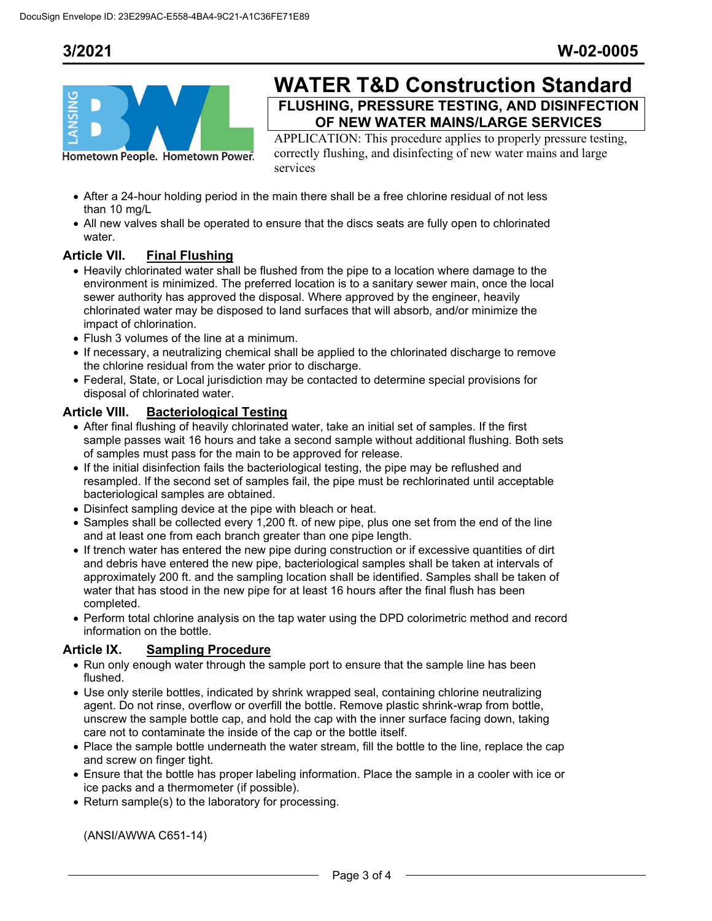# WATER T&D Construction Standard

## FLUSHING, PRESSURE TESTING, AND DISINFECTION OF NEW WATER MAINS/LARGE SERVICES

APPLICATION: This procedure applies to properly pressure testing, correctly flushing, and disinfecting of new water mains and large services

- After a 24-hour holding period in the main there shall be a free chlorine residual of not less than 10 mg/L
- All new valves shall be operated to ensure that the discs seats are fully open to chlorinated water.

### Article VII. Final Flushing

- Heavily chlorinated water shall be flushed from the pipe to a location where damage to the environment is minimized. The preferred location is to a sanitary sewer main, once the local sewer authority has approved the disposal. Where approved by the engineer, heavily chlorinated water may be disposed to land surfaces that will absorb, and/or minimize the impact of chlorination.
- Flush 3 volumes of the line at a minimum.
- If necessary, a neutralizing chemical shall be applied to the chlorinated discharge to remove the chlorine residual from the water prior to discharge.
- Federal, State, or Local jurisdiction may be contacted to determine special provisions for disposal of chlorinated water.

### Article VIII. Bacteriological Testing

- After final flushing of heavily chlorinated water, take an initial set of samples. If the first sample passes wait 16 hours and take a second sample without additional flushing. Both sets of samples must pass for the main to be approved for release.
- If the initial disinfection fails the bacteriological testing, the pipe may be reflushed and resampled. If the second set of samples fail, the pipe must be rechlorinated until acceptable bacteriological samples are obtained.
- Disinfect sampling device at the pipe with bleach or heat.
- Samples shall be collected every 1,200 ft. of new pipe, plus one set from the end of the line and at least one from each branch greater than one pipe length.
- If trench water has entered the new pipe during construction or if excessive quantities of dirt and debris have entered the new pipe, bacteriological samples shall be taken at intervals of approximately 200 ft. and the sampling location shall be identified. Samples shall be taken of water that has stood in the new pipe for at least 16 hours after the final flush has been completed.
- Perform total chlorine analysis on the tap water using the DPD colorimetric method and record information on the bottle.

### Article IX. Sampling Procedure

- Run only enough water through the sample port to ensure that the sample line has been flushed.
- Use only sterile bottles, indicated by shrink wrapped seal, containing chlorine neutralizing agent. Do not rinse, overflow or overfill the bottle. Remove plastic shrink-wrap from bottle, unscrew the sample bottle cap, and hold the cap with the inner surface facing down, taking care not to contaminate the inside of the cap or the bottle itself.
- Place the sample bottle underneath the water stream, fill the bottle to the line, replace the cap and screw on finger tight.
- Ensure that the bottle has proper labeling information. Place the sample in a cooler with ice or ice packs and a thermometer (if possible).
- Return sample(s) to the laboratory for processing.

(ANSI/AWWA C651-14)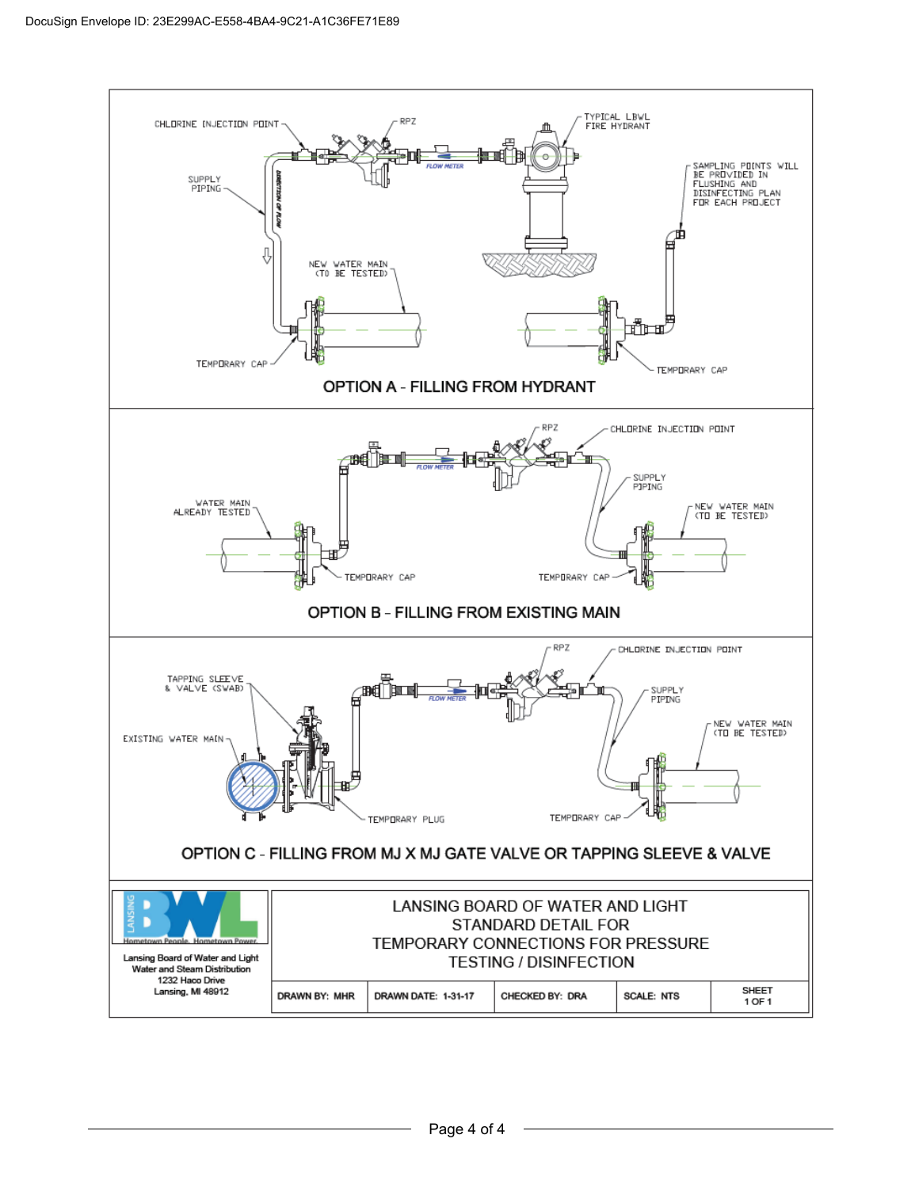CHLORINE INJECTION POINT

RPZ

TYPICAL LBWL FIRE HYDRANT

SUPPLY PIPING

DIRECTION OF FLOW

FLOW METER

SAMPLING POINTS WILL BE PROVIDED IN FLUSHING AND DISINFECTING PLAN FOR EACH PROJECT

NEW WATER MAIN (TO BE TESTED)

TEMPORARY CAP

TEMPORARY CAP

## OPTION A - FILLING FROM HYDRANT

RPZ

CHLORINE INJECTION POINT

FLOW METER

SUPPLY PIPING

WATER MAIN ALREADY TESTED

NEW WATER MAIN (TO BE TESTED)

TEMPORARY CAP

TEMPORARY CAP

## OPTION B - FILLING FROM EXISTING MAIN

RPZ

CHLORINE INJECTION POINT

TAPPING SLEEVE & VALVE (SWAB)

FLOW METER

SUPPLY PIPING

EXISTING WATER MAIN

NEW WATER MAIN (TO BE TESTED)

TEMPORARY PLUG

TEMPORARY CAP

## OPTION C - FILLING FROM MJ X MJ GATE VALVE OR TAPPING SLEEVE & VALVE

LANSING BWL

Hometown People. Hometown Power.

Lansing Board of Water and Light
Water and Steam Distribution
1232 Haco Drive
Lansing, MI 48912

LANSING BOARD OF WATER AND LIGHT
STANDARD DETAIL FOR
TEMPORARY CONNECTIONS FOR PRESSURE
TESTING / DISINFECTION

| | | | | |
|---|---|---|---|---|
| DRAWN BY: MHR | DRAWN DATE: 1-31-17 | CHECKED BY: DRA | SCALE: NTS | SHEET 1 OF 1 |